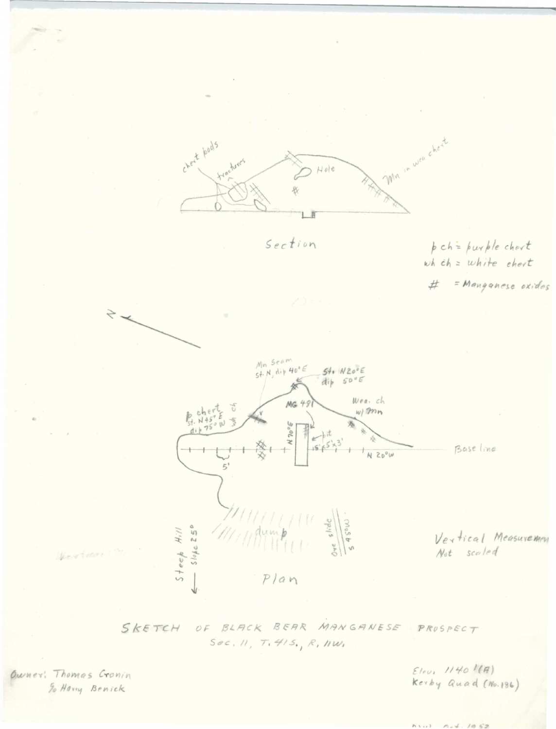chert pods

fractures

Hole

Mn in wea chert

Section

p ch = purple chert
wh ch = white chert

# = Manganese oxides

N

Mn Seam
St. N, dip 40°E

St. N20°E
dip 50°E

MG 491

Wea. ch
w/ Mn

p chert
st. N45°E
dip 75°W

wh ch

N 70°E

pit
15'x5'x3'

N 20°W

Base line

5'

dump

Ore slide

S 45°W

Steep Hill
slope 25°

Vertical Measurement
Not scaled

Plan

SKETCH OF BLACK BEAR MANGANESE PROSPECT
Sec. 11, T. 41S., R. 11W.

Owner: Thomas Cronin
% Harry Benick

Elev. 1140'(A)
Kerby Quad (No. 186)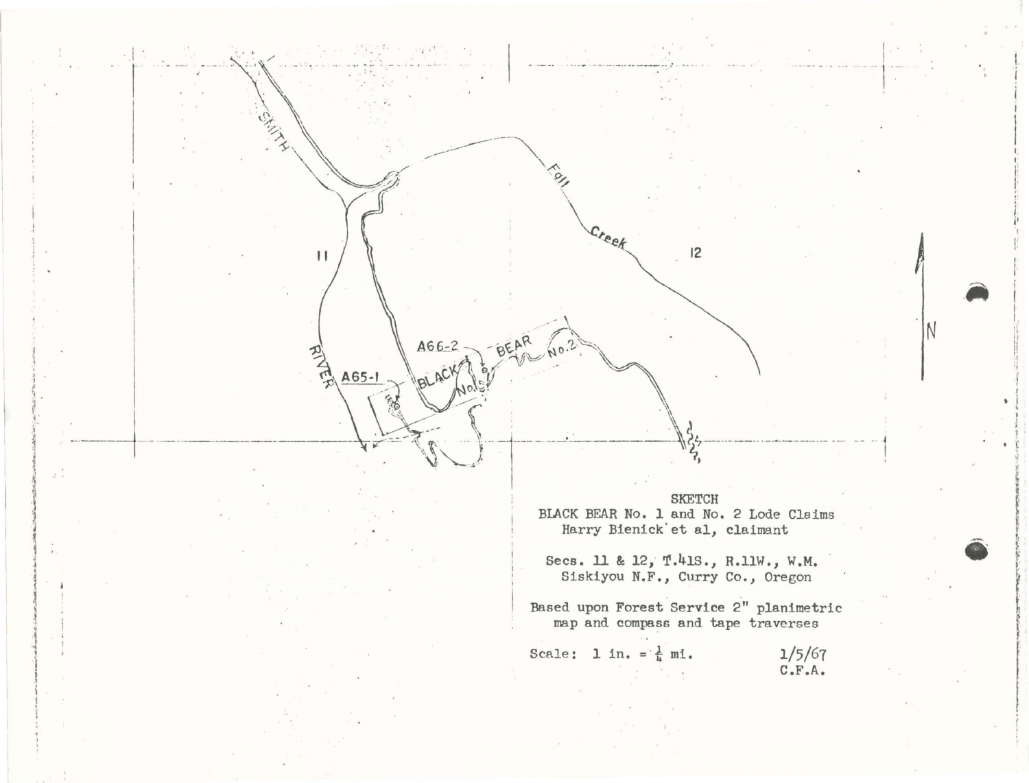SMITH

RIVER

Fall Creek

11

12

N

A66-2

A65-1

BLACK BEAR No. 1

No. 2

SKETCH
BLACK BEAR No. 1 and No. 2 Lode Claims
Harry Bienick et al, claimant

Secs. 11 & 12, T.41S., R.11W., W.M.
Siskiyou N.F., Curry Co., Oregon

Based upon Forest Service 2" planimetric
map and compass and tape traverses

Scale: 1 in. = ¼ mi.

1/5/67
C.F.A.